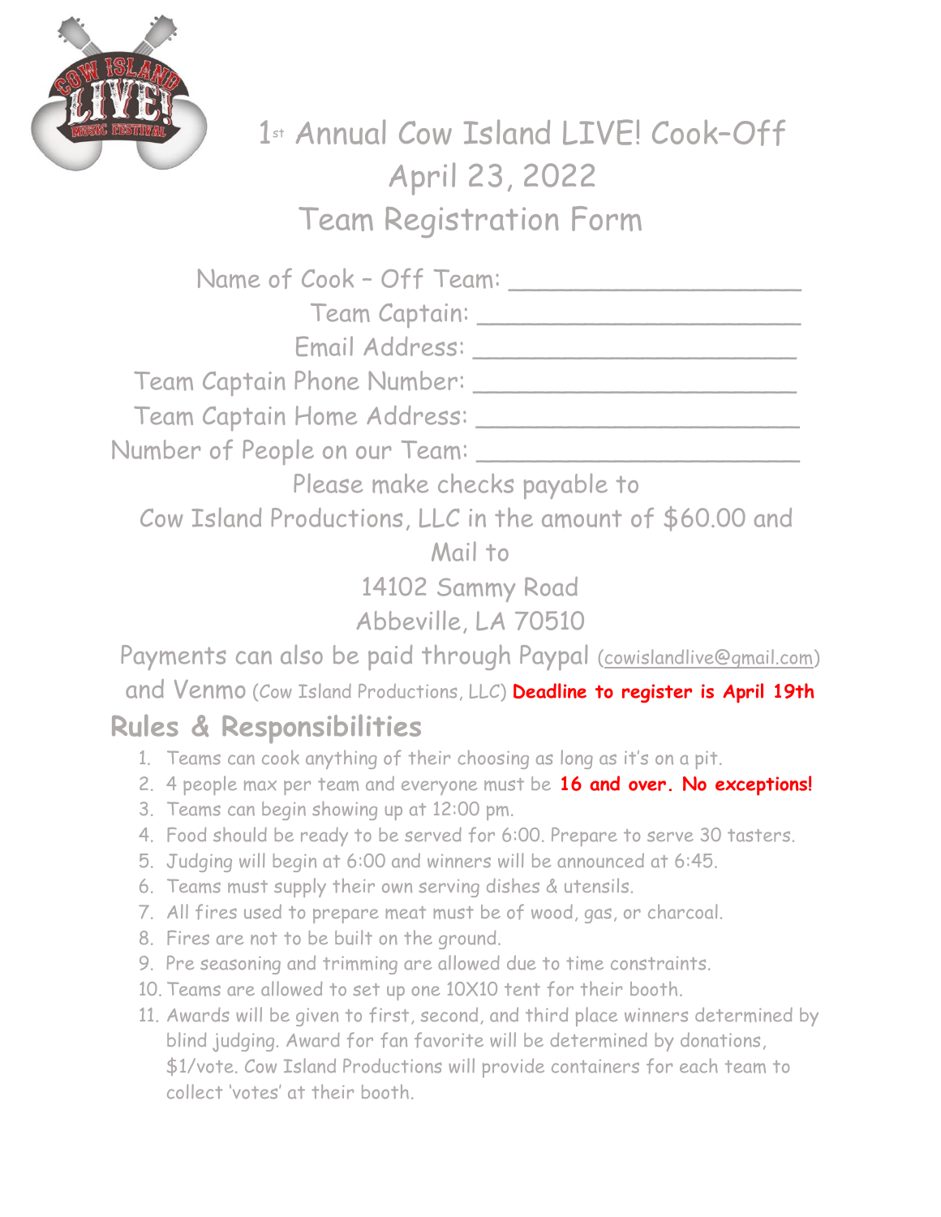# 1st Annual Cow Island LIVE! Cook-Off
## April 23, 2022
## Team Registration Form

Name of Cook – Off Team: ____________________

Team Captain: ______________________

Email Address: ______________________

Team Captain Phone Number: ______________________

Team Captain Home Address: ______________________

Number of People on our Team: ______________________

Please make checks payable to

Cow Island Productions, LLC in the amount of $60.00 and

Mail to

14102 Sammy Road

Abbeville, LA 70510

Payments can also be paid through Paypal (cowislandlive@gmail.com) and Venmo (Cow Island Productions, LLC) **Deadline to register is April 19th**

## Rules & Responsibilities

1. Teams can cook anything of their choosing as long as it's on a pit.
2. 4 people max per team and everyone must be **16 and over. No exceptions!**
3. Teams can begin showing up at 12:00 pm.
4. Food should be ready to be served for 6:00. Prepare to serve 30 tasters.
5. Judging will begin at 6:00 and winners will be announced at 6:45.
6. Teams must supply their own serving dishes & utensils.
7. All fires used to prepare meat must be of wood, gas, or charcoal.
8. Fires are not to be built on the ground.
9. Pre seasoning and trimming are allowed due to time constraints.
10. Teams are allowed to set up one 10X10 tent for their booth.
11. Awards will be given to first, second, and third place winners determined by blind judging. Award for fan favorite will be determined by donations, $1/vote. Cow Island Productions will provide containers for each team to collect 'votes' at their booth.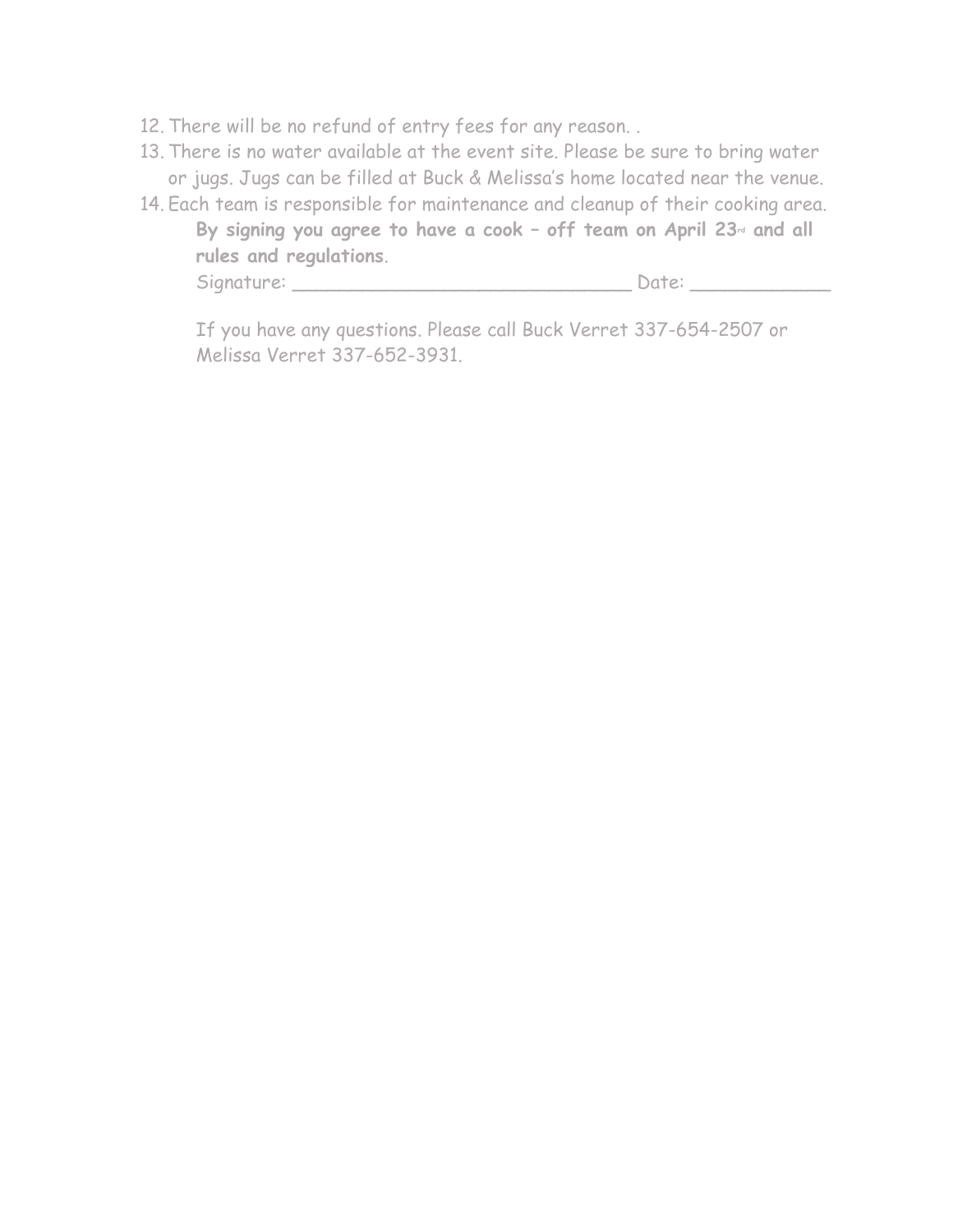12. There will be no refund of entry fees for any reason. .
13. There is no water available at the event site. Please be sure to bring water or jugs. Jugs can be filled at Buck & Melissa's home located near the venue.
14. Each team is responsible for maintenance and cleanup of their cooking area.

    **By signing you agree to have a cook – off team on April 23rd and all rules and regulations**.

    Signature: ______________________________ Date: ____________

    If you have any questions. Please call Buck Verret 337-654-2507 or Melissa Verret 337-652-3931.